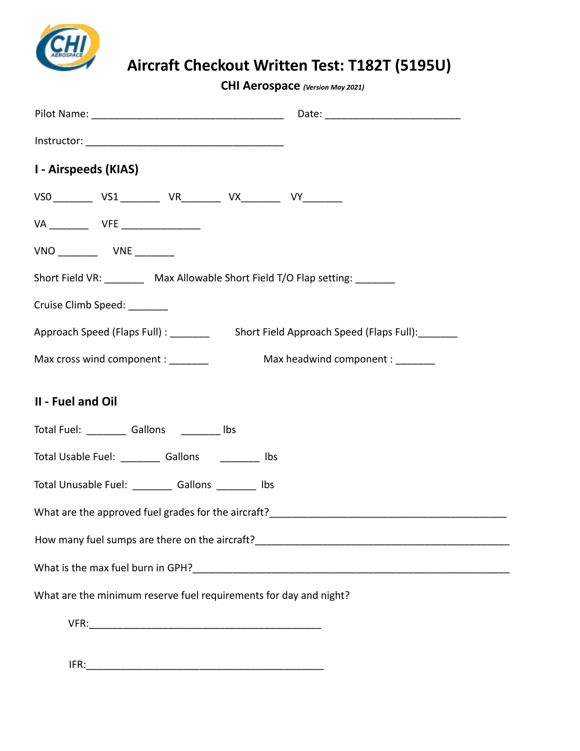# Aircraft Checkout Written Test: T182T (5195U)

**CHI Aerospace** ***(Version May 2021)***

Pilot Name: ___________________________________ Date: ________________________

Instructor: ___________________________________

## I - Airspeeds (KIAS)

VS0 _______ VS1 _______ VR_______ VX_______ VY_______

VA _______ VFE ______________

VNO _______ VNE _______

Short Field VR: _______ Max Allowable Short Field T/O Flap setting: _______

Cruise Climb Speed: _______

Approach Speed (Flaps Full) : _______ Short Field Approach Speed (Flaps Full):_______

Max cross wind component : _______ Max headwind component : _______

## II - Fuel and Oil

Total Fuel: _______ Gallons _______ lbs

Total Usable Fuel: _______ Gallons _______ lbs

Total Unusable Fuel: _______ Gallons _______ lbs

What are the approved fuel grades for the aircraft?___________________________________________

How many fuel sumps are there on the aircraft?______________________________________________

What is the max fuel burn in GPH?_______________________________________________________

What are the minimum reserve fuel requirements for day and night?

VFR:__________________________________________

IFR:__________________________________________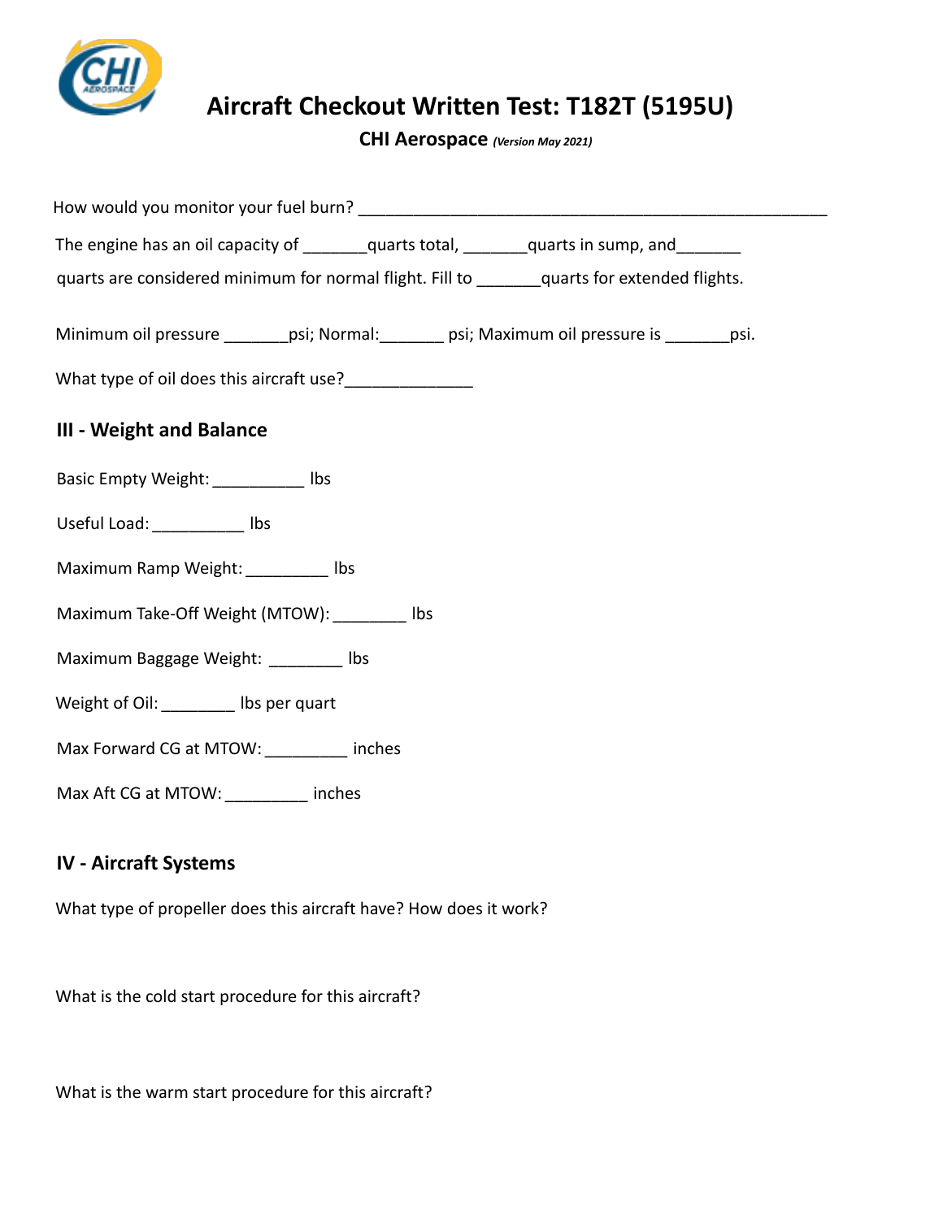# Aircraft Checkout Written Test: T182T (5195U)

**CHI Aerospace** ***(Version May 2021)***

How would you monitor your fuel burn? ____________________________________________________

The engine has an oil capacity of _______quarts total, _______quarts in sump, and_______ quarts are considered minimum for normal flight. Fill to _______quarts for extended flights.

Minimum oil pressure _______psi; Normal:_______ psi; Maximum oil pressure is _______psi.

What type of oil does this aircraft use?______________

## III - Weight and Balance

Basic Empty Weight: __________ lbs

Useful Load: __________ lbs

Maximum Ramp Weight: _________ lbs

Maximum Take-Off Weight (MTOW): ________ lbs

Maximum Baggage Weight: ________ lbs

Weight of Oil: ________ lbs per quart

Max Forward CG at MTOW: _________ inches

Max Aft CG at MTOW: _________ inches

## IV - Aircraft Systems

What type of propeller does this aircraft have? How does it work?

What is the cold start procedure for this aircraft?

What is the warm start procedure for this aircraft?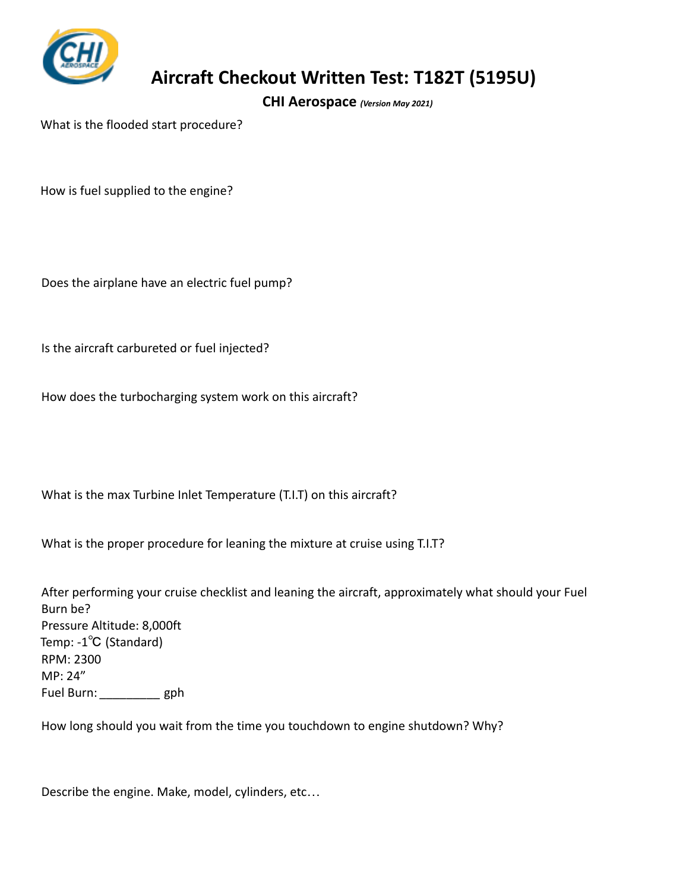# Aircraft Checkout Written Test: T182T (5195U)

**CHI Aerospace** ***(Version May 2021)***

What is the flooded start procedure?

How is fuel supplied to the engine?

Does the airplane have an electric fuel pump?

Is the aircraft carbureted or fuel injected?

How does the turbocharging system work on this aircraft?

What is the max Turbine Inlet Temperature (T.I.T) on this aircraft?

What is the proper procedure for leaning the mixture at cruise using T.I.T?

After performing your cruise checklist and leaning the aircraft, approximately what should your Fuel Burn be?
Pressure Altitude: 8,000ft
Temp: -1℃ (Standard)
RPM: 2300
MP: 24"
Fuel Burn: _________ gph

How long should you wait from the time you touchdown to engine shutdown? Why?

Describe the engine. Make, model, cylinders, etc…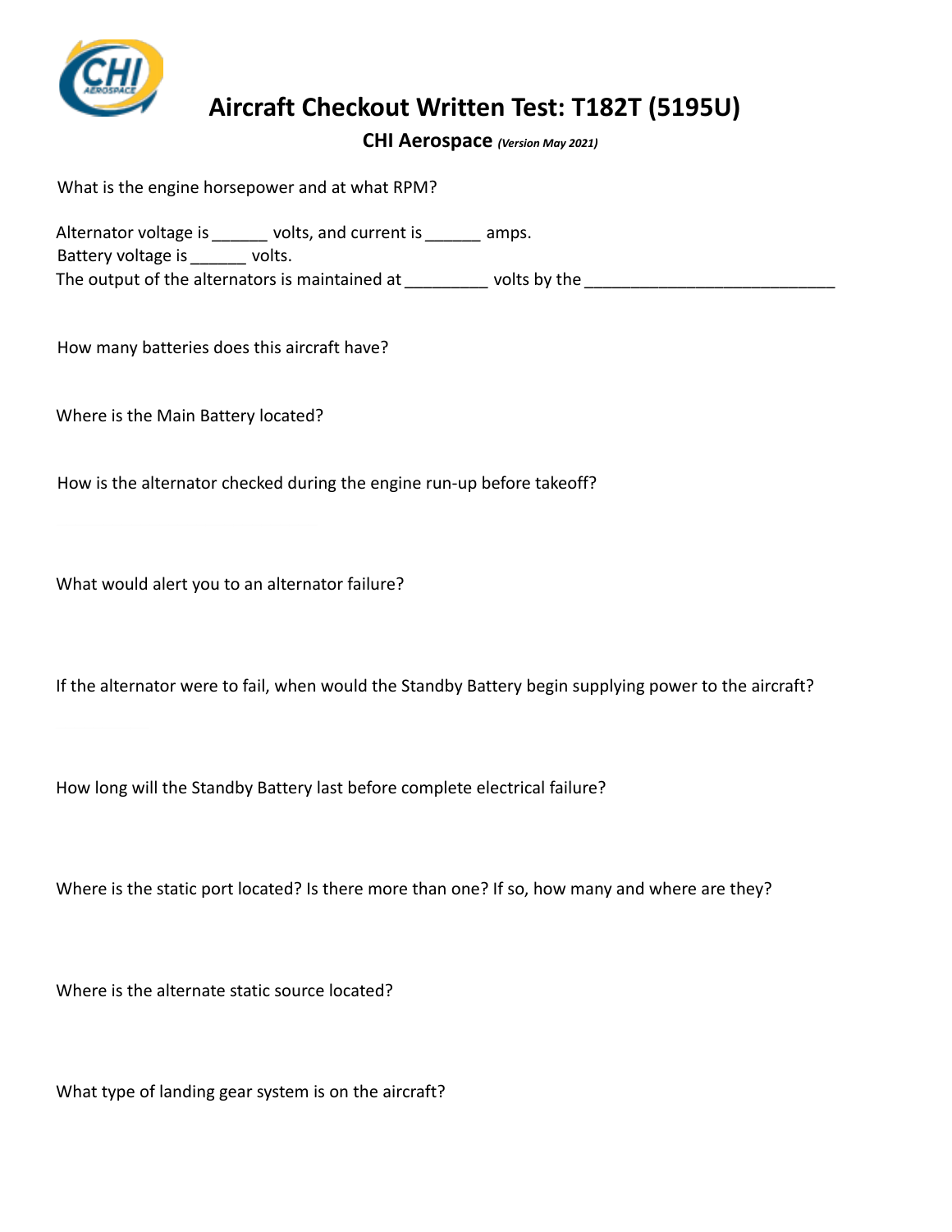# Aircraft Checkout Written Test: T182T (5195U)

**CHI Aerospace** ***(Version May 2021)***

What is the engine horsepower and at what RPM?

Alternator voltage is ______ volts, and current is ______ amps.
Battery voltage is ______ volts.
The output of the alternators is maintained at _________ volts by the ___________________________

How many batteries does this aircraft have?

Where is the Main Battery located?

How is the alternator checked during the engine run-up before takeoff?

What would alert you to an alternator failure?

If the alternator were to fail, when would the Standby Battery begin supplying power to the aircraft?

How long will the Standby Battery last before complete electrical failure?

Where is the static port located? Is there more than one? If so, how many and where are they?

Where is the alternate static source located?

What type of landing gear system is on the aircraft?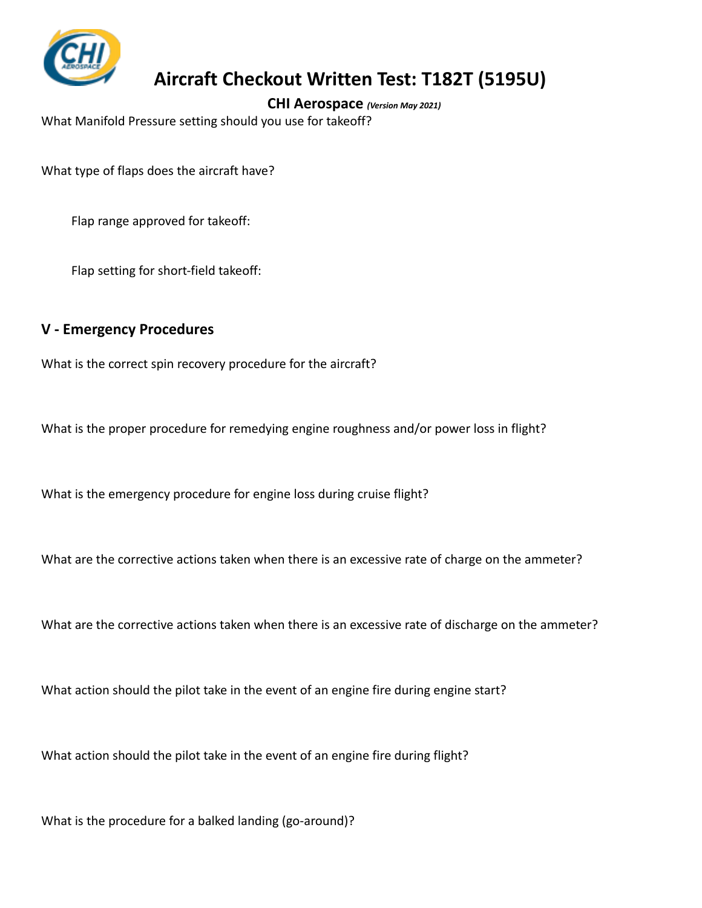# Aircraft Checkout Written Test: T182T (5195U)

**CHI Aerospace** ***(Version May 2021)***

What Manifold Pressure setting should you use for takeoff?

What type of flaps does the aircraft have?

Flap range approved for takeoff:

Flap setting for short-field takeoff:

## V - Emergency Procedures

What is the correct spin recovery procedure for the aircraft?

What is the proper procedure for remedying engine roughness and/or power loss in flight?

What is the emergency procedure for engine loss during cruise flight?

What are the corrective actions taken when there is an excessive rate of charge on the ammeter?

What are the corrective actions taken when there is an excessive rate of discharge on the ammeter?

What action should the pilot take in the event of an engine fire during engine start?

What action should the pilot take in the event of an engine fire during flight?

What is the procedure for a balked landing (go-around)?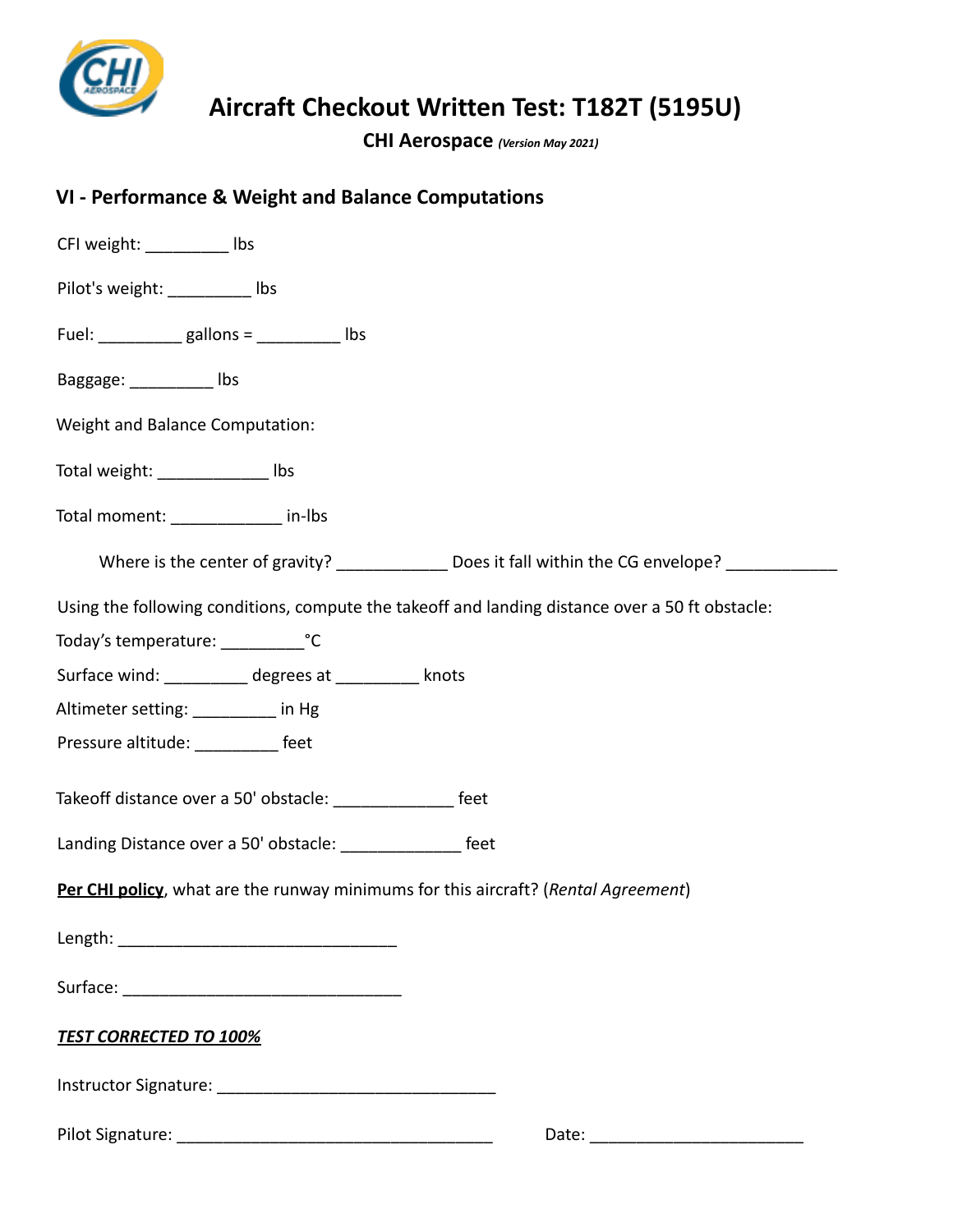# Aircraft Checkout Written Test: T182T (5195U)

**CHI Aerospace** ***(Version May 2021)***

## VI - Performance & Weight and Balance Computations

CFI weight: _________ lbs

Pilot's weight: _________ lbs

Fuel: _________ gallons = _________ lbs

Baggage: _________ lbs

Weight and Balance Computation:

Total weight: ____________ lbs

Total moment: ____________ in-lbs

Where is the center of gravity? ____________ Does it fall within the CG envelope? ____________

Using the following conditions, compute the takeoff and landing distance over a 50 ft obstacle:

Today's temperature: _________°C

Surface wind: _________ degrees at _________ knots

Altimeter setting: _________ in Hg

Pressure altitude: _________ feet

Takeoff distance over a 50' obstacle: _____________ feet

Landing Distance over a 50' obstacle: _____________ feet

**<u>Per CHI policy</u>**, what are the runway minimums for this aircraft? (*Rental Agreement*)

Length: ______________________________

Surface: ______________________________

***<u>TEST CORRECTED TO 100%</u>***

Instructor Signature: ______________________________

Pilot Signature: __________________________________ Date: ______________________